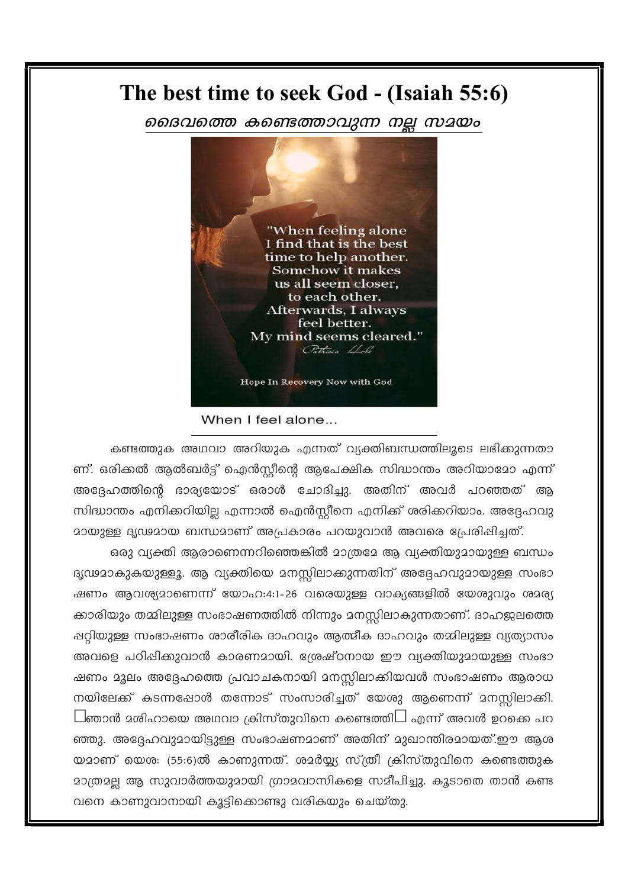# The best time to seek God - (Isaiah 55:6)

***ദൈവത്തെ കണ്ടെത്താവുന്ന നല്ല സമയം***

When I feel alone...

കണ്ടത്തുക അഥവാ അറിയുക എന്നത് വ്യക്തിബന്ധത്തിലൂടെ ലഭിക്കുന്നതാണ്. ഒരിക്കൽ ആൽബർട്ട് ഐൻസ്റ്റീന്റെ ആപേക്ഷിക സിദ്ധാന്തം അറിയാമോ എന്ന് അദ്ദേഹത്തിന്റെ ഭാര്യയോട് ഒരാൾ ചോദിച്ചു. അതിന് അവർ പറഞ്ഞത് ആ സിദ്ധാന്തം എനിക്കറിയില്ല എന്നാൽ ഐൻസ്റ്റീനെ എനിക്ക് ശരിക്കറിയാം. അദ്ദേഹവുമായുള്ള ദൃഢമായ ബന്ധമാണ് അപ്രകാരം പറയുവാൻ അവരെ പ്രേരിപ്പിച്ചത്.

ഒരു വ്യക്തി ആരാണെന്നറിഞ്ഞെങ്കിൽ മാത്രമേ ആ വ്യക്തിയുമായുള്ള ബന്ധം ദൃഢമാകുകയുള്ളൂ. ആ വ്യക്തിയെ മനസ്സിലാക്കുന്നതിന് അദ്ദേഹവുമായുള്ള സംഭാഷണം ആവശ്യമാണെന്ന് യോഹ:4:1-26 വരെയുള്ള വാക്യങ്ങളിൽ യേശുവും ശമര്യക്കാരിയും തമ്മിലുള്ള സംഭാഷണത്തിൽ നിന്നും മനസ്സിലാകുന്നതാണ്. ദാഹജലത്തെപ്പറ്റിയുള്ള സംഭാഷണം ശാരീരിക ദാഹവും ആത്മീക ദാഹവും തമ്മിലുള്ള വ്യത്യാസം അവളെ പഠിപ്പിക്കുവാൻ കാരണമായി. ശ്രേഷ്ഠനായ ഈ വ്യക്തിയുമായുള്ള സംഭാഷണം മൂലം അദ്ദേഹത്തെ പ്രവാചകനായി മനസ്സിലാക്കിയവൾ സംഭാഷണം ആരാധനയിലേക്ക് കടന്നപ്പോൾ തന്നോട് സംസാരിച്ചത് യേശു ആണെന്ന് മനസ്സിലാക്കി. □ഞാൻ മശിഹായെ അഥവാ ക്രിസ്തുവിനെ കണ്ടെത്തി□ എന്ന് അവൾ ഉറക്കെ പറഞ്ഞു. അദ്ദേഹവുമായിട്ടുള്ള സംഭാഷണമാണ് അതിന് മുഖാന്തിരമായത്.ഈ ആശയമാണ് യെശ: (55:6)ൽ കാണുന്നത്. ശമർയ്യ സ്ത്രീ ക്രിസ്തുവിനെ കണ്ടെത്തുക മാത്രമല്ല ആ സുവാർത്തയുമായി ഗ്രാമവാസികളെ സമീപിച്ചു. കൂടാതെ താൻ കണ്ടവനെ കാണുവാനായി കൂട്ടിക്കൊണ്ടു വരികയും ചെയ്തു.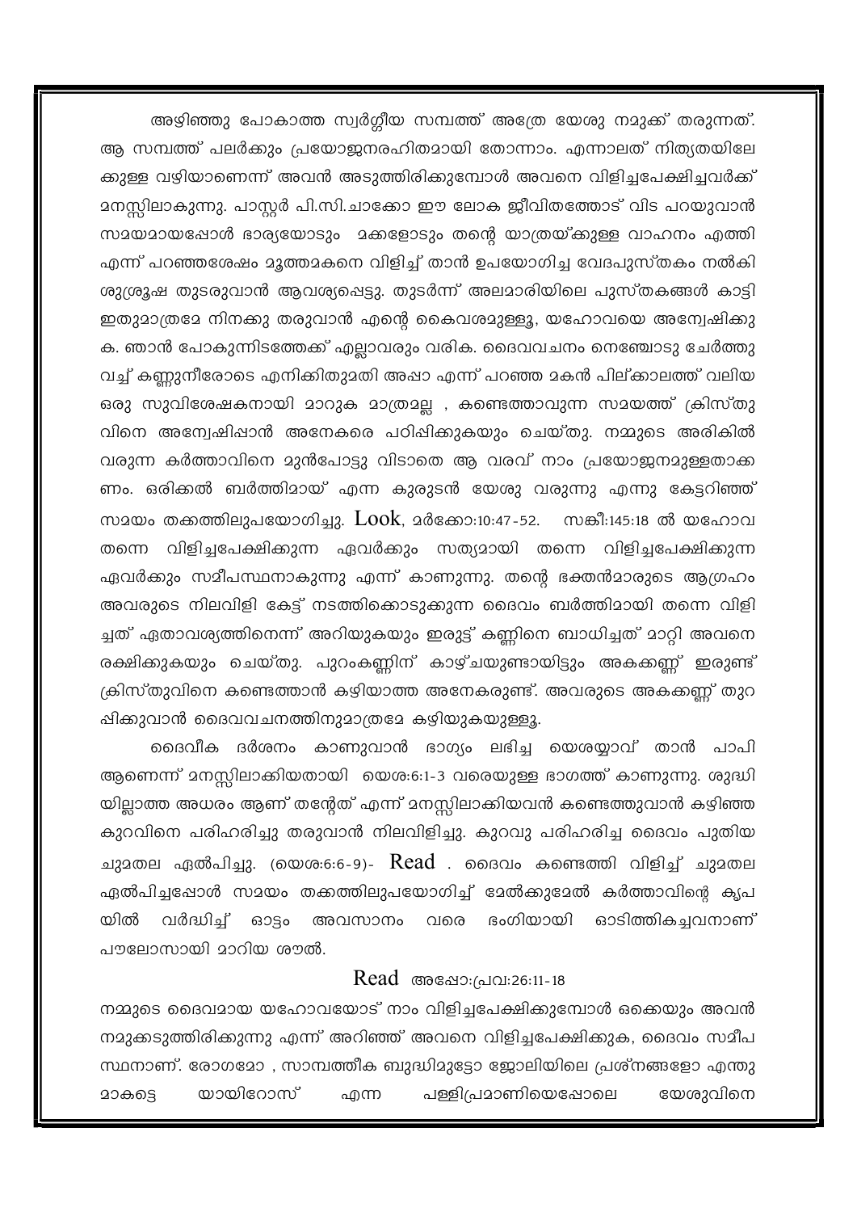അഴിഞ്ഞു പോകാത്ത സ്വർഗ്ഗീയ സമ്പത്ത് അത്രേ യേശു നമുക്ക് തരുന്നത്. ആ സമ്പത്ത് പലർക്കും പ്രയോജനരഹിതമായി തോന്നാം. എന്നാലത് നിത്യതയിലേക്കുള്ള വഴിയാണെന്ന് അവൻ അടുത്തിരിക്കുമ്പോൾ അവനെ വിളിച്ചപേക്ഷിച്ചവർക്ക് മനസ്സിലാകുന്നു. പാസ്റ്റർ പി.സി.ചാക്കോ ഈ ലോക ജീവിതത്തോട് വിട പറയുവാൻ സമയമായപ്പോൾ ഭാര്യയോടും മക്കളോടും തന്റെ യാത്രയ്ക്കുള്ള വാഹനം എത്തി എന്ന് പറഞ്ഞശേഷം മൂത്തമകനെ വിളിച്ച് താൻ ഉപയോഗിച്ച വേദപുസ്തകം നൽകി ശുശ്രൂഷ തുടരുവാൻ ആവശ്യപ്പെട്ടു. തുടർന്ന് അലമാരിയിലെ പുസ്തകങ്ങൾ കാട്ടി ഇതുമാത്രമേ നിനക്കു തരുവാൻ എന്റെ കൈവശമുള്ളൂ, യഹോവയെ അന്വേഷിക്കുക. ഞാൻ പോകുന്നിടത്തേക്ക് എല്ലാവരും വരിക. ദൈവവചനം നെഞ്ചോടു ചേർത്തു വച്ച് കണ്ണുനീരോടെ എനിക്കിതുമതി അപ്പാ എന്ന് പറഞ്ഞ മകൻ പില്ക്കാലത്ത് വലിയ ഒരു സുവിശേഷകനായി മാറുക മാത്രമല്ല , കണ്ടെത്താവുന്ന സമയത്ത് ക്രിസ്തുവിനെ അന്വേഷിപ്പാൻ അനേകരെ പഠിപ്പിക്കുകയും ചെയ്തു. നമ്മുടെ അരികിൽ വരുന്ന കർത്താവിനെ മുൻപോട്ടു വിടാതെ ആ വരവ് നാം പ്രയോജനമുള്ളതാക്കണം. ഒരിക്കൽ ബർത്തിമായ് എന്ന കുരുടൻ യേശു വരുന്നു എന്നു കേട്ടറിഞ്ഞ് സമയം തക്കത്തിലുപയോഗിച്ചു. Look, മർക്കോ:10:47-52. സങ്കീ:145:18 ൽ യഹോവ തന്നെ വിളിച്ചപേക്ഷിക്കുന്ന ഏവർക്കും സത്യമായി തന്നെ വിളിച്ചപേക്ഷിക്കുന്ന ഏവർക്കും സമീപസ്ഥനാകുന്നു എന്ന് കാണുന്നു. തന്റെ ഭക്തൻമാരുടെ ആഗ്രഹം അവരുടെ നിലവിളി കേട്ട് നടത്തിക്കൊടുക്കുന്ന ദൈവം ബർത്തിമായി തന്നെ വിളിച്ചത് ഏതാവശ്യത്തിനെന്ന് അറിയുകയും ഇരുട്ട് കണ്ണിനെ ബാധിച്ചത് മാറ്റി അവനെ രക്ഷിക്കുകയും ചെയ്തു. പുറംകണ്ണിന് കാഴ്ചയുണ്ടായിട്ടും അകക്കണ്ണ് ഇരുണ്ട് ക്രിസ്തുവിനെ കണ്ടെത്താൻ കഴിയാത്ത അനേകരുണ്ട്. അവരുടെ അകക്കണ്ണ് തുറപ്പിക്കുവാൻ ദൈവവചനത്തിനുമാത്രമേ കഴിയുകയുള്ളൂ.

ദൈവീക ദർശനം കാണുവാൻ ഭാഗ്യം ലഭിച്ച യെശയ്യാവ് താൻ പാപി ആണെന്ന് മനസ്സിലാക്കിയതായി യെശ:6:1-3 വരെയുള്ള ഭാഗത്ത് കാണുന്നു. ശുദ്ധിയില്ലാത്ത അധരം ആണ് തന്റേത് എന്ന് മനസ്സിലാക്കിയവൻ കണ്ടെത്തുവാൻ കഴിഞ്ഞ കുറവിനെ പരിഹരിച്ചു തരുവാൻ നിലവിളിച്ചു. കുറവു പരിഹരിച്ച ദൈവം പുതിയ ചുമതല ഏൽപിച്ചു. (യെശ:6:6-9)- Read . ദൈവം കണ്ടെത്തി വിളിച്ച് ചുമതല ഏൽപിച്ചപ്പോൾ സമയം തക്കത്തിലുപയോഗിച്ച് മേൽക്കുമേൽ കർത്താവിന്റെ കൃപയിൽ വർദ്ധിച്ച് ഓട്ടം അവസാനം വരെ ഭംഗിയായി ഓടിത്തികച്ചവനാണ് പൗലോസായി മാറിയ ശൗൽ.

Read അപ്പോ:പ്രവ:26:11-18

നമ്മുടെ ദൈവമായ യഹോവയോട് നാം വിളിച്ചപേക്ഷിക്കുമ്പോൾ ഒക്കെയും അവൻ നമുക്കടുത്തിരിക്കുന്നു എന്ന് അറിഞ്ഞ് അവനെ വിളിച്ചപേക്ഷിക്കുക, ദൈവം സമീപസ്ഥനാണ്. രോഗമോ , സാമ്പത്തീക ബുദ്ധിമുട്ടോ ജോലിയിലെ പ്രശ്നങ്ങളോ എന്തുമാകട്ടെ യായിറോസ് എന്ന പള്ളിപ്രമാണിയെപ്പോലെ യേശുവിനെ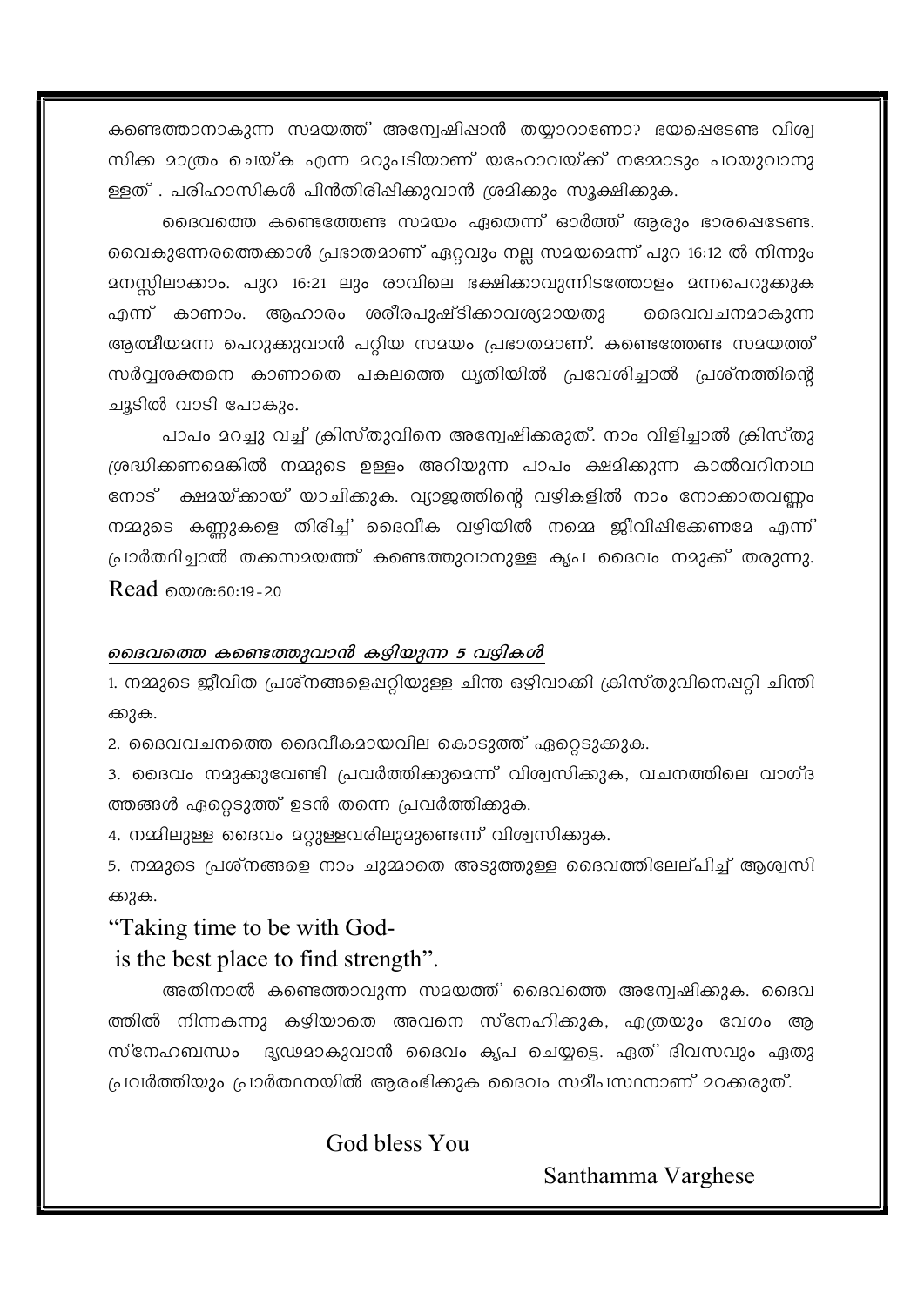കണ്ടെത്താനാകുന്ന സമയത്ത് അന്വേഷിപ്പാൻ തയ്യാറാണോ? ഭയപ്പെടേണ്ട വിശ്വസിക്ക മാത്രം ചെയ്ക എന്ന മറുപടിയാണ് യഹോവയ്ക്ക് നമ്മോടും പറയുവാനുള്ളത് . പരിഹാസികൾ പിൻതിരിപ്പിക്കുവാൻ ശ്രമിക്കും സൂക്ഷിക്കുക.

ദൈവത്തെ കണ്ടെത്തേണ്ട സമയം ഏതെന്ന് ഓർത്ത് ആരും ഭാരപ്പെടേണ്ട. വൈകുന്നേരത്തെക്കാൾ പ്രഭാതമാണ് ഏറ്റവും നല്ല സമയമെന്ന് പുറ 16:12 ൽ നിന്നും മനസ്സിലാക്കാം. പുറ 16:21 ലും രാവിലെ ഭക്ഷിക്കാവുന്നിടത്തോളം മന്നപെറുക്കുക എന്ന് കാണാം. ആഹാരം ശരീരപുഷ്ടിക്കാവശ്യമായതു ദൈവവചനമാകുന്ന ആത്മീയമന്ന പെറുക്കുവാൻ പറ്റിയ സമയം പ്രഭാതമാണ്. കണ്ടെത്തേണ്ട സമയത്ത് സർവ്വശക്തനെ കാണാതെ പകലത്തെ ധൃതിയിൽ പ്രവേശിച്ചാൽ പ്രശ്നത്തിന്റെ ചൂടിൽ വാടി പോകും.

പാപം മറച്ചു വച്ച് ക്രിസ്തുവിനെ അന്വേഷിക്കരുത്. നാം വിളിച്ചാൽ ക്രിസ്തു ശ്രദ്ധിക്കണമെങ്കിൽ നമ്മുടെ ഉള്ളം അറിയുന്ന പാപം ക്ഷമിക്കുന്ന കാൽവറിനാഥനോട് ക്ഷമയ്ക്കായ് യാചിക്കുക. വ്യാജത്തിന്റെ വഴികളിൽ നാം നോക്കാതവണ്ണം നമ്മുടെ കണ്ണുകളെ തിരിച്ച് ദൈവീക വഴിയിൽ നമ്മെ ജീവിപ്പിക്കേണമേ എന്ന് പ്രാർത്ഥിച്ചാൽ തക്കസമയത്ത് കണ്ടെത്തുവാനുള്ള കൃപ ദൈവം നമുക്ക് തരുന്നു. Read യെശ:60:19-20

***ദൈവത്തെ കണ്ടെത്തുവാൻ കഴിയുന്ന 5 വഴികൾ***

1. നമ്മുടെ ജീവിത പ്രശ്നങ്ങളെപ്പറ്റിയുള്ള ചിന്ത ഒഴിവാക്കി ക്രിസ്തുവിനെപ്പറ്റി ചിന്തിക്കുക.
2. ദൈവവചനത്തെ ദൈവീകമായവില കൊടുത്ത് ഏറ്റെടുക്കുക.
3. ദൈവം നമുക്കുവേണ്ടി പ്രവർത്തിക്കുമെന്ന് വിശ്വസിക്കുക, വചനത്തിലെ വാഗ്ദത്തങ്ങൾ ഏറ്റെടുത്ത് ഉടൻ തന്നെ പ്രവർത്തിക്കുക.
4. നമ്മിലുള്ള ദൈവം മറ്റുള്ളവരിലുമുണ്ടെന്ന് വിശ്വസിക്കുക.
5. നമ്മുടെ പ്രശ്നങ്ങളെ നാം ചുമ്മാതെ അടുത്തുള്ള ദൈവത്തിലേല്പിച്ച് ആശ്വസിക്കുക.

"Taking time to be with God-
is the best place to find strength".

അതിനാൽ കണ്ടെത്താവുന്ന സമയത്ത് ദൈവത്തെ അന്വേഷിക്കുക. ദൈവത്തിൽ നിന്നകന്നു കഴിയാതെ അവനെ സ്നേഹിക്കുക, എത്രയും വേഗം ആ സ്നേഹബന്ധം ദൃഢമാകുവാൻ ദൈവം കൃപ ചെയ്യട്ടെ. ഏത് ദിവസവും ഏതു പ്രവർത്തിയും പ്രാർത്ഥനയിൽ ആരംഭിക്കുക ദൈവം സമീപസ്ഥനാണ് മറക്കരുത്.

God bless You

Santhamma Varghese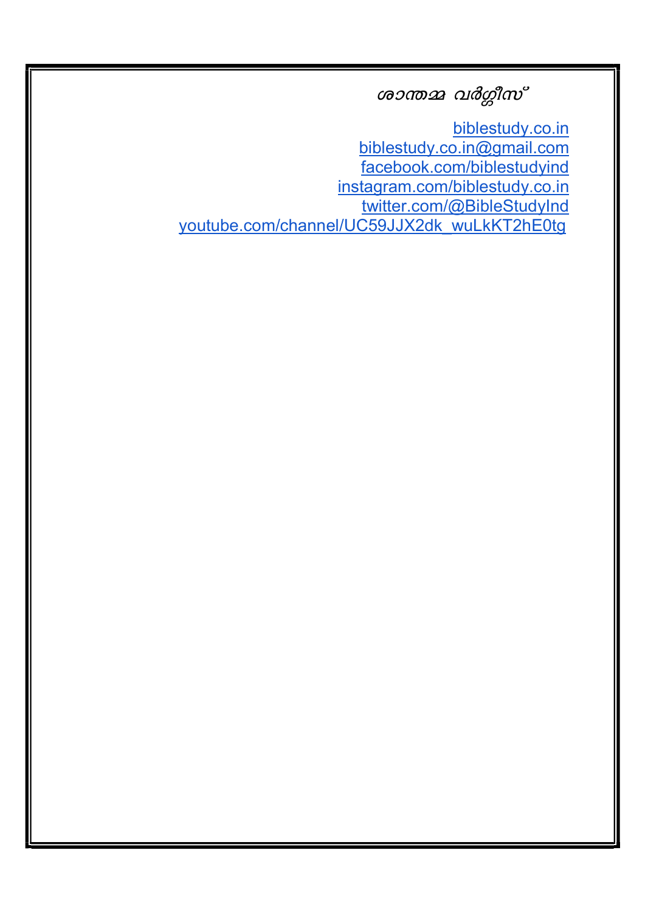*ശാന്തമ്മ വർഗ്ഗീസ്*

biblestudy.co.in
biblestudy.co.in@gmail.com
facebook.com/biblestudyind
instagram.com/biblestudy.co.in
twitter.com/@BibleStudyInd
youtube.com/channel/UC59JJX2dk_wuLkKT2hE0tg